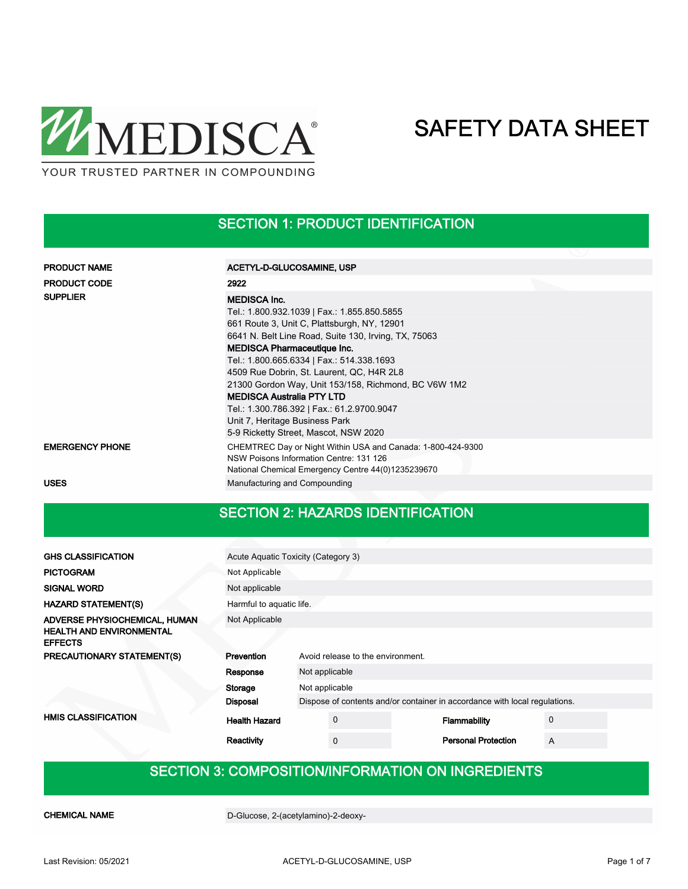MEDISCA®

YOUR TRUSTED PARTNER IN COMPOUNDING

# SAFETY DATA SHEET

## SECTION 1: PRODUCT IDENTIFICATION

| | |
|---|---|
| **PRODUCT NAME** | **ACETYL-D-GLUCOSAMINE, USP** |
| **PRODUCT CODE** | **2922** |
| **SUPPLIER** | **MEDISCA Inc.**<br>Tel.: 1.800.932.1039 \| Fax.: 1.855.850.5855<br>661 Route 3, Unit C, Plattsburgh, NY, 12901<br>6641 N. Belt Line Road, Suite 130, Irving, TX, 75063<br>**MEDISCA Pharmaceutique Inc.**<br>Tel.: 1.800.665.6334 \| Fax.: 514.338.1693<br>4509 Rue Dobrin, St. Laurent, QC, H4R 2L8<br>21300 Gordon Way, Unit 153/158, Richmond, BC V6W 1M2<br>**MEDISCA Australia PTY LTD**<br>Tel.: 1.300.786.392 \| Fax.: 61.2.9700.9047<br>Unit 7, Heritage Business Park<br>5-9 Ricketty Street, Mascot, NSW 2020 |
| **EMERGENCY PHONE** | CHEMTREC Day or Night Within USA and Canada: 1-800-424-9300<br>NSW Poisons Information Centre: 131 126<br>National Chemical Emergency Centre 44(0)1235239670 |
| **USES** | Manufacturing and Compounding |

## SECTION 2: HAZARDS IDENTIFICATION

| | |
|---|---|
| **GHS CLASSIFICATION** | Acute Aquatic Toxicity (Category 3) |
| **PICTOGRAM** | Not Applicable |
| **SIGNAL WORD** | Not applicable |
| **HAZARD STATEMENT(S)** | Harmful to aquatic life. |
| **ADVERSE PHYSIOCHEMICAL, HUMAN HEALTH AND ENVIRONMENTAL EFFECTS** | Not Applicable |

**PRECAUTIONARY STATEMENT(S)**

| | |
|---|---|
| **Prevention** | Avoid release to the environment. |
| **Response** | Not applicable |
| **Storage** | Not applicable |
| **Disposal** | Dispose of contents and/or container in accordance with local regulations. |

**HMIS CLASSIFICATION**

| | | | |
|---|---|---|---|
| **Health Hazard** | 0 | **Flammability** | 0 |
| **Reactivity** | 0 | **Personal Protection** | A |

## SECTION 3: COMPOSITION/INFORMATION ON INGREDIENTS

| | |
|---|---|
| **CHEMICAL NAME** | D-Glucose, 2-(acetylamino)-2-deoxy- |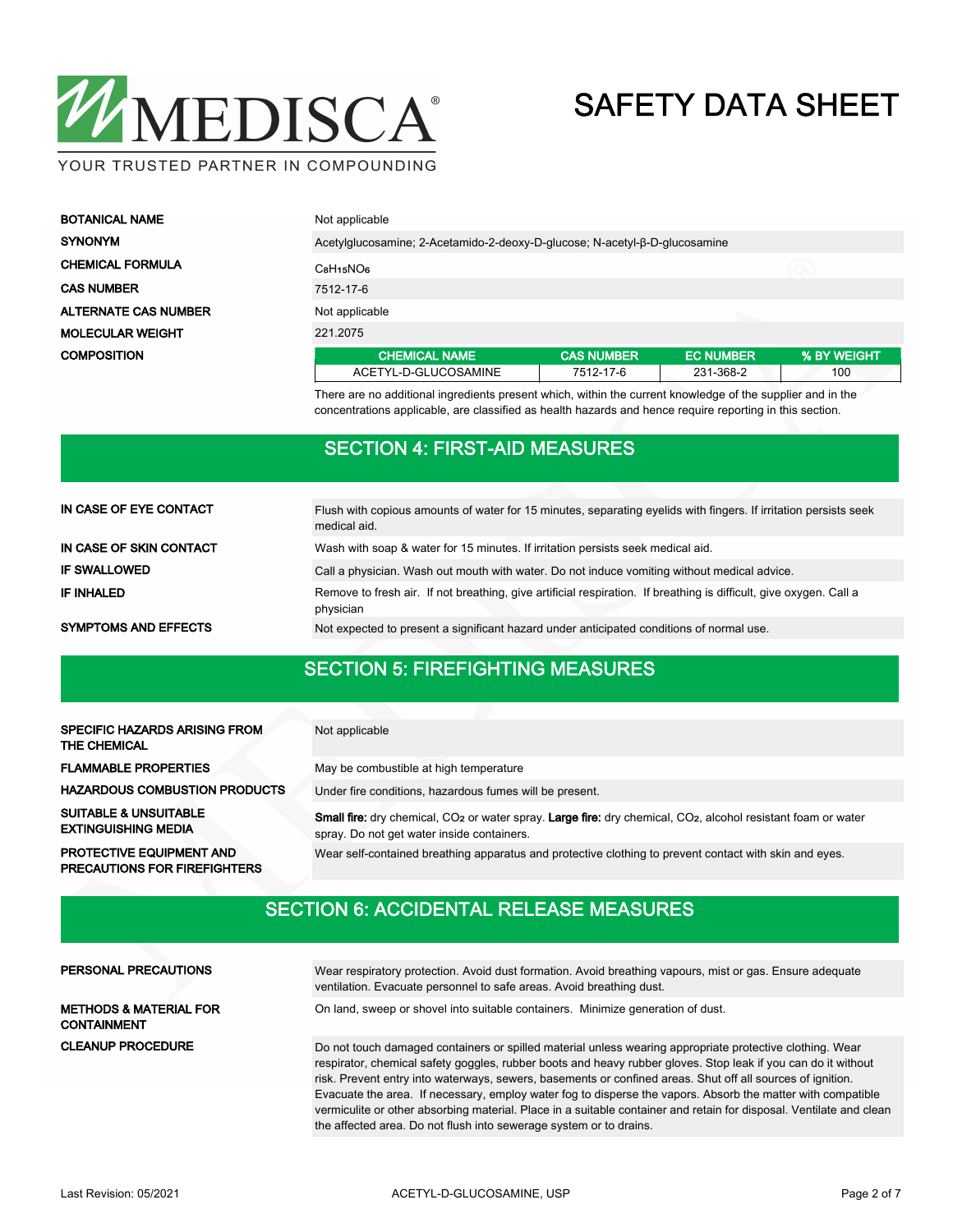| | |
|---|---|
| **BOTANICAL NAME** | Not applicable |
| **SYNONYM** | Acetylglucosamine; 2-Acetamido-2-deoxy-D-glucose; N-acetyl-β-D-glucosamine |
| **CHEMICAL FORMULA** | $C_8H_{15}NO_6$ |
| **CAS NUMBER** | 7512-17-6 |
| **ALTERNATE CAS NUMBER** | Not applicable |
| **MOLECULAR WEIGHT** | 221.2075 |

**COMPOSITION**

| CHEMICAL NAME | CAS NUMBER | EC NUMBER | % BY WEIGHT |
|---|---|---|---|
| ACETYL-D-GLUCOSAMINE | 7512-17-6 | 231-368-2 | 100 |

There are no additional ingredients present which, within the current knowledge of the supplier and in the concentrations applicable, are classified as health hazards and hence require reporting in this section.

## SECTION 4: FIRST-AID MEASURES

| | |
|---|---|
| **IN CASE OF EYE CONTACT** | Flush with copious amounts of water for 15 minutes, separating eyelids with fingers. If irritation persists seek medical aid. |
| **IN CASE OF SKIN CONTACT** | Wash with soap & water for 15 minutes. If irritation persists seek medical aid. |
| **IF SWALLOWED** | Call a physician. Wash out mouth with water. Do not induce vomiting without medical advice. |
| **IF INHALED** | Remove to fresh air. If not breathing, give artificial respiration. If breathing is difficult, give oxygen. Call a physician |
| **SYMPTOMS AND EFFECTS** | Not expected to present a significant hazard under anticipated conditions of normal use. |

## SECTION 5: FIREFIGHTING MEASURES

| | |
|---|---|
| **SPECIFIC HAZARDS ARISING FROM THE CHEMICAL** | Not applicable |
| **FLAMMABLE PROPERTIES** | May be combustible at high temperature |
| **HAZARDOUS COMBUSTION PRODUCTS** | Under fire conditions, hazardous fumes will be present. |
| **SUITABLE & UNSUITABLE EXTINGUISHING MEDIA** | **Small fire:** dry chemical, $CO_2$ or water spray. **Large fire:** dry chemical, $CO_2$, alcohol resistant foam or water spray. Do not get water inside containers. |
| **PROTECTIVE EQUIPMENT AND PRECAUTIONS FOR FIREFIGHTERS** | Wear self-contained breathing apparatus and protective clothing to prevent contact with skin and eyes. |

## SECTION 6: ACCIDENTAL RELEASE MEASURES

| | |
|---|---|
| **PERSONAL PRECAUTIONS** | Wear respiratory protection. Avoid dust formation. Avoid breathing vapours, mist or gas. Ensure adequate ventilation. Evacuate personnel to safe areas. Avoid breathing dust. |
| **METHODS & MATERIAL FOR CONTAINMENT** | On land, sweep or shovel into suitable containers. Minimize generation of dust. |
| **CLEANUP PROCEDURE** | Do not touch damaged containers or spilled material unless wearing appropriate protective clothing. Wear respirator, chemical safety goggles, rubber boots and heavy rubber gloves. Stop leak if you can do it without risk. Prevent entry into waterways, sewers, basements or confined areas. Shut off all sources of ignition. Evacuate the area. If necessary, employ water fog to disperse the vapors. Absorb the matter with compatible vermiculite or other absorbing material. Place in a suitable container and retain for disposal. Ventilate and clean the affected area. Do not flush into sewerage system or to drains. |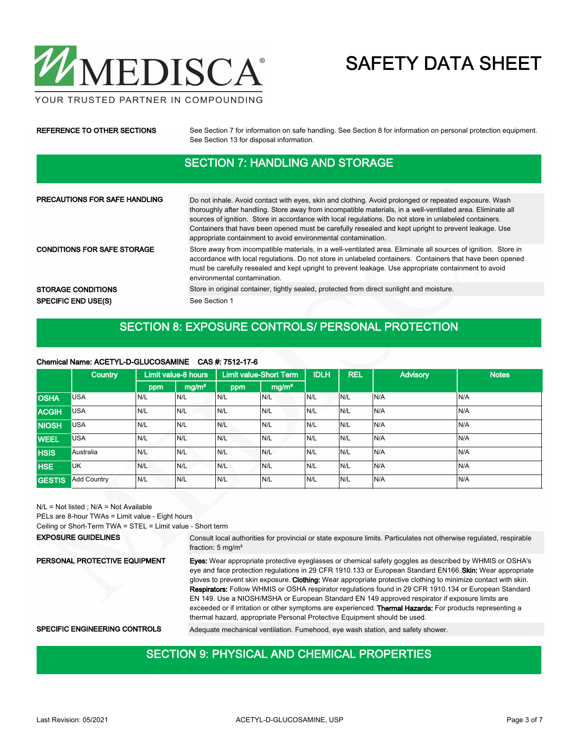**REFERENCE TO OTHER SECTIONS**

See Section 7 for information on safe handling. See Section 8 for information on personal protection equipment. See Section 13 for disposal information.

## SECTION 7: HANDLING AND STORAGE

**PRECAUTIONS FOR SAFE HANDLING**

Do not inhale. Avoid contact with eyes, skin and clothing. Avoid prolonged or repeated exposure. Wash thoroughly after handling. Store away from incompatible materials, in a well-ventilated area. Eliminate all sources of ignition. Store in accordance with local regulations. Do not store in unlabeled containers. Containers that have been opened must be carefully resealed and kept upright to prevent leakage. Use appropriate containment to avoid environmental contamination.

**CONDITIONS FOR SAFE STORAGE**

Store away from incompatible materials, in a well-ventilated area. Eliminate all sources of ignition. Store in accordance with local regulations. Do not store in unlabeled containers. Containers that have been opened must be carefully resealed and kept upright to prevent leakage. Use appropriate containment to avoid environmental contamination.

**STORAGE CONDITIONS**

Store in original container, tightly sealed, protected from direct sunlight and moisture.

**SPECIFIC END USE(S)**

See Section 1

## SECTION 8: EXPOSURE CONTROLS/ PERSONAL PROTECTION

**Chemical Name: ACETYL-D-GLUCOSAMINE CAS #: 7512-17-6**

| | Country | Limit value-8 hours | | Limit value-Short Term | | IDLH | REL | Advisory | Notes |
|---|---|---|---|---|---|---|---|---|---|
| | | ppm | mg/m³ | ppm | mg/m³ | | | | |
| OSHA | USA | N/L | N/L | N/L | N/L | N/L | N/L | N/A | N/A |
| ACGIH | USA | N/L | N/L | N/L | N/L | N/L | N/L | N/A | N/A |
| NIOSH | USA | N/L | N/L | N/L | N/L | N/L | N/L | N/A | N/A |
| WEEL | USA | N/L | N/L | N/L | N/L | N/L | N/L | N/A | N/A |
| HSIS | Australia | N/L | N/L | N/L | N/L | N/L | N/L | N/A | N/A |
| HSE | UK | N/L | N/L | N/L | N/L | N/L | N/L | N/A | N/A |
| GESTIS | Add Country | N/L | N/L | N/L | N/L | N/L | N/L | N/A | N/A |

N/L = Not listed ; N/A = Not Available
PELs are 8-hour TWAs = Limit value - Eight hours
Ceiling or Short-Term TWA = STEL = Limit value - Short term

**EXPOSURE GUIDELINES**

Consult local authorities for provincial or state exposure limits. Particulates not otherwise regulated, respirable fraction: 5 mg/m³

**PERSONAL PROTECTIVE EQUIPMENT**

**Eyes:** Wear appropriate protective eyeglasses or chemical safety goggles as described by WHMIS or OSHA's eye and face protection regulations in 29 CFR 1910.133 or European Standard EN166. **Skin:** Wear appropriate gloves to prevent skin exposure. **Clothing:** Wear appropriate protective clothing to minimize contact with skin. **Respirators:** Follow WHMIS or OSHA respirator regulations found in 29 CFR 1910.134 or European Standard EN 149. Use a NIOSH/MSHA or European Standard EN 149 approved respirator if exposure limits are exceeded or if irritation or other symptoms are experienced. **Thermal Hazards:** For products representing a thermal hazard, appropriate Personal Protective Equipment should be used.

**SPECIFIC ENGINEERING CONTROLS**

Adequate mechanical ventilation. Fumehood, eye wash station, and safety shower.

## SECTION 9: PHYSICAL AND CHEMICAL PROPERTIES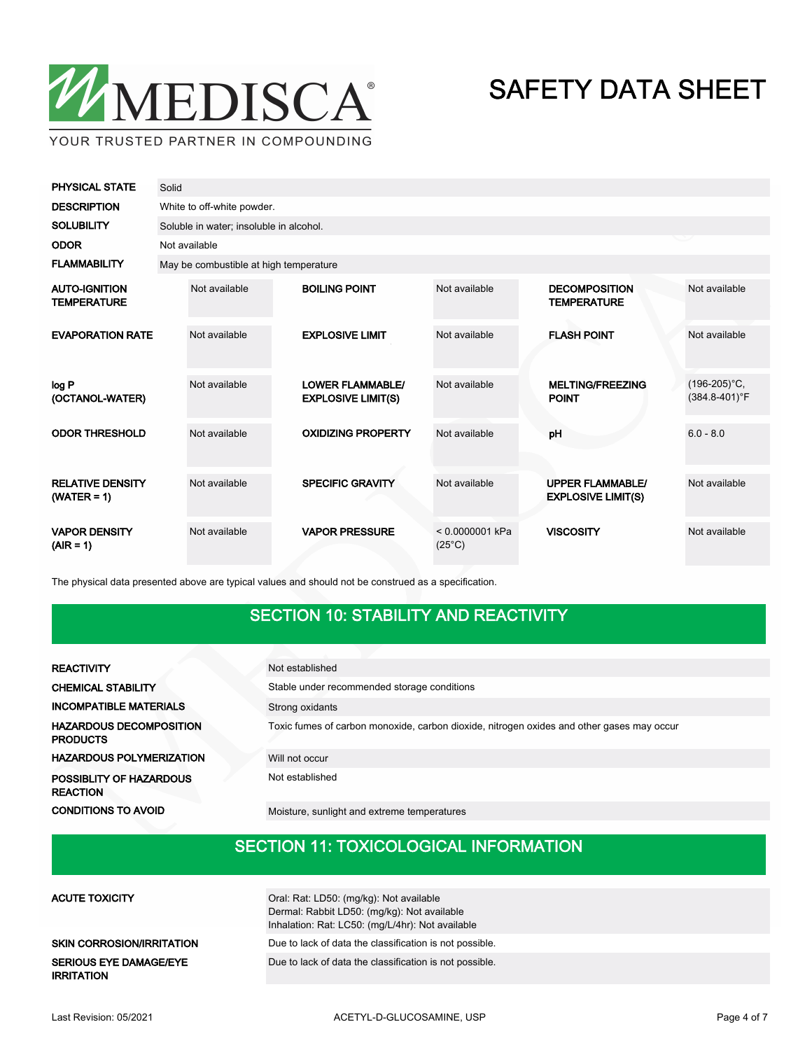| | |
|---|---|
| **PHYSICAL STATE** | Solid |
| **DESCRIPTION** | White to off-white powder. |
| **SOLUBILITY** | Soluble in water; insoluble in alcohol. |
| **ODOR** | Not available |
| **FLAMMABILITY** | May be combustible at high temperature |

| | | | | | |
|---|---|---|---|---|---|
| **AUTO-IGNITION TEMPERATURE** | Not available | **BOILING POINT** | Not available | **DECOMPOSITION TEMPERATURE** | Not available |
| **EVAPORATION RATE** | Not available | **EXPLOSIVE LIMIT** | Not available | **FLASH POINT** | Not available |
| **log P (OCTANOL-WATER)** | Not available | **LOWER FLAMMABLE/ EXPLOSIVE LIMIT(S)** | Not available | **MELTING/FREEZING POINT** | (196-205)°C, (384.8-401)°F |
| **ODOR THRESHOLD** | Not available | **OXIDIZING PROPERTY** | Not available | **pH** | 6.0 - 8.0 |
| **RELATIVE DENSITY (WATER = 1)** | Not available | **SPECIFIC GRAVITY** | Not available | **UPPER FLAMMABLE/ EXPLOSIVE LIMIT(S)** | Not available |
| **VAPOR DENSITY (AIR = 1)** | Not available | **VAPOR PRESSURE** | < 0.0000001 kPa (25°C) | **VISCOSITY** | Not available |

The physical data presented above are typical values and should not be construed as a specification.

## SECTION 10: STABILITY AND REACTIVITY

| | |
|---|---|
| **REACTIVITY** | Not established |
| **CHEMICAL STABILITY** | Stable under recommended storage conditions |
| **INCOMPATIBLE MATERIALS** | Strong oxidants |
| **HAZARDOUS DECOMPOSITION PRODUCTS** | Toxic fumes of carbon monoxide, carbon dioxide, nitrogen oxides and other gases may occur |
| **HAZARDOUS POLYMERIZATION** | Will not occur |
| **POSSIBLITY OF HAZARDOUS REACTION** | Not established |
| **CONDITIONS TO AVOID** | Moisture, sunlight and extreme temperatures |

## SECTION 11: TOXICOLOGICAL INFORMATION

| | |
|---|---|
| **ACUTE TOXICITY** | Oral: Rat: LD50: (mg/kg): Not available<br>Dermal: Rabbit LD50: (mg/kg): Not available<br>Inhalation: Rat: LC50: (mg/L/4hr): Not available |
| **SKIN CORROSION/IRRITATION** | Due to lack of data the classification is not possible. |
| **SERIOUS EYE DAMAGE/EYE IRRITATION** | Due to lack of data the classification is not possible. |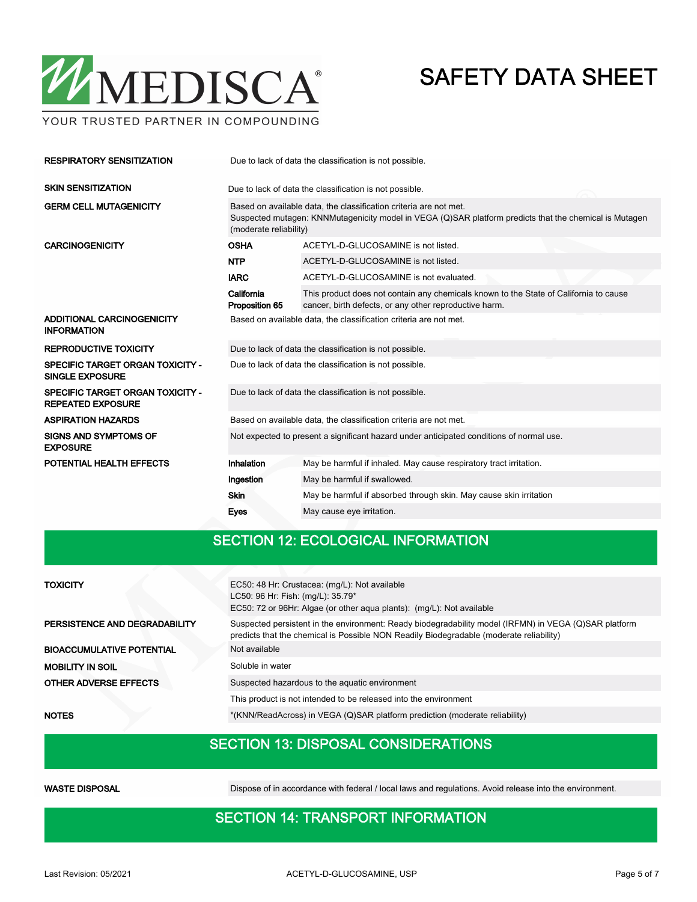| | | |
|---|---|---|
| **RESPIRATORY SENSITIZATION** | Due to lack of data the classification is not possible. | |
| **SKIN SENSITIZATION** | Due to lack of data the classification is not possible. | |
| **GERM CELL MUTAGENICITY** | Based on available data, the classification criteria are not met.<br>Suspected mutagen: KNNMutagenicity model in VEGA (Q)SAR platform predicts that the chemical is Mutagen (moderate reliability) | |
| **CARCINOGENICITY** | **OSHA** | ACETYL-D-GLUCOSAMINE is not listed. |
| | **NTP** | ACETYL-D-GLUCOSAMINE is not listed. |
| | **IARC** | ACETYL-D-GLUCOSAMINE is not evaluated. |
| | **California Proposition 65** | This product does not contain any chemicals known to the State of California to cause cancer, birth defects, or any other reproductive harm. |
| **ADDITIONAL CARCINOGENICITY INFORMATION** | Based on available data, the classification criteria are not met. | |
| **REPRODUCTIVE TOXICITY** | Due to lack of data the classification is not possible. | |
| **SPECIFIC TARGET ORGAN TOXICITY - SINGLE EXPOSURE** | Due to lack of data the classification is not possible. | |
| **SPECIFIC TARGET ORGAN TOXICITY - REPEATED EXPOSURE** | Due to lack of data the classification is not possible. | |
| **ASPIRATION HAZARDS** | Based on available data, the classification criteria are not met. | |
| **SIGNS AND SYMPTOMS OF EXPOSURE** | Not expected to present a significant hazard under anticipated conditions of normal use. | |
| **POTENTIAL HEALTH EFFECTS** | **Inhalation** | May be harmful if inhaled. May cause respiratory tract irritation. |
| | **Ingestion** | May be harmful if swallowed. |
| | **Skin** | May be harmful if absorbed through skin. May cause skin irritation |
| | **Eyes** | May cause eye irritation. |

## SECTION 12: ECOLOGICAL INFORMATION

| | |
|---|---|
| **TOXICITY** | EC50: 48 Hr: Crustacea: (mg/L): Not available<br>LC50: 96 Hr: Fish: (mg/L): 35.79*<br>EC50: 72 or 96Hr: Algae (or other aqua plants): (mg/L): Not available |
| **PERSISTENCE AND DEGRADABILITY** | Suspected persistent in the environment: Ready biodegradability model (IRFMN) in VEGA (Q)SAR platform predicts that the chemical is Possible NON Readily Biodegradable (moderate reliability) |
| **BIOACCUMULATIVE POTENTIAL** | Not available |
| **MOBILITY IN SOIL** | Soluble in water |
| **OTHER ADVERSE EFFECTS** | Suspected hazardous to the aquatic environment |
| | This product is not intended to be released into the environment |
| **NOTES** | *(KNN/ReadAcross) in VEGA (Q)SAR platform prediction (moderate reliability) |

## SECTION 13: DISPOSAL CONSIDERATIONS

| | |
|---|---|
| **WASTE DISPOSAL** | Dispose of in accordance with federal / local laws and regulations. Avoid release into the environment. |

## SECTION 14: TRANSPORT INFORMATION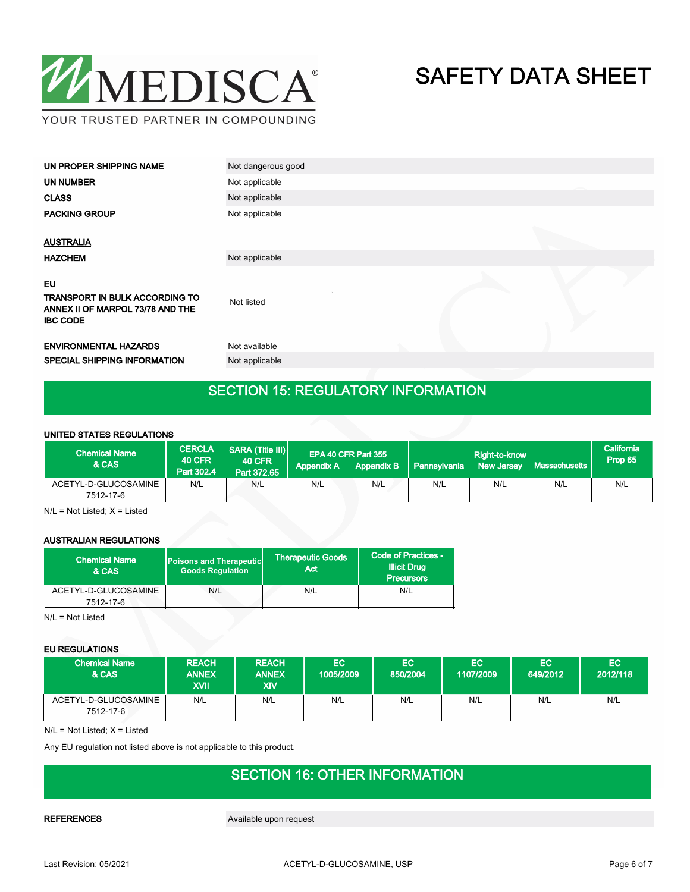| | |
|---|---|
| **UN PROPER SHIPPING NAME** | Not dangerous good |
| **UN NUMBER** | Not applicable |
| **CLASS** | Not applicable |
| **PACKING GROUP** | Not applicable |

**AUSTRALIA**

| | |
|---|---|
| **HAZCHEM** | Not applicable |

**EU**

| | |
|---|---|
| **TRANSPORT IN BULK ACCORDING TO ANNEX II OF MARPOL 73/78 AND THE IBC CODE** | Not listed |
| **ENVIRONMENTAL HAZARDS** | Not available |
| **SPECIAL SHIPPING INFORMATION** | Not applicable |

## SECTION 15: REGULATORY INFORMATION

**UNITED STATES REGULATIONS**

| Chemical Name & CAS | CERCLA 40 CFR Part 302.4 | SARA (Title III) 40 CFR Part 372.65 | EPA 40 CFR Part 355 | | Right-to-know | | | California Prop 65 |
|---|---|---|---|---|---|---|---|---|
| | | | Appendix A | Appendix B | Pennsylvania | New Jersey | Massachusetts | |
| ACETYL-D-GLUCOSAMINE 7512-17-6 | N/L | N/L | N/L | N/L | N/L | N/L | N/L | N/L |

N/L = Not Listed; X = Listed

**AUSTRALIAN REGULATIONS**

| Chemical Name & CAS | Poisons and Therapeutic Goods Regulation | Therapeutic Goods Act | Code of Practices - Illicit Drug Precursors |
|---|---|---|---|
| ACETYL-D-GLUCOSAMINE 7512-17-6 | N/L | N/L | N/L |

N/L = Not Listed

**EU REGULATIONS**

| Chemical Name & CAS | REACH ANNEX XVII | REACH ANNEX XIV | EC 1005/2009 | EC 850/2004 | EC 1107/2009 | EC 649/2012 | EC 2012/118 |
|---|---|---|---|---|---|---|---|
| ACETYL-D-GLUCOSAMINE 7512-17-6 | N/L | N/L | N/L | N/L | N/L | N/L | N/L |

N/L = Not Listed; X = Listed

Any EU regulation not listed above is not applicable to this product.

## SECTION 16: OTHER INFORMATION

| | |
|---|---|
| **REFERENCES** | Available upon request |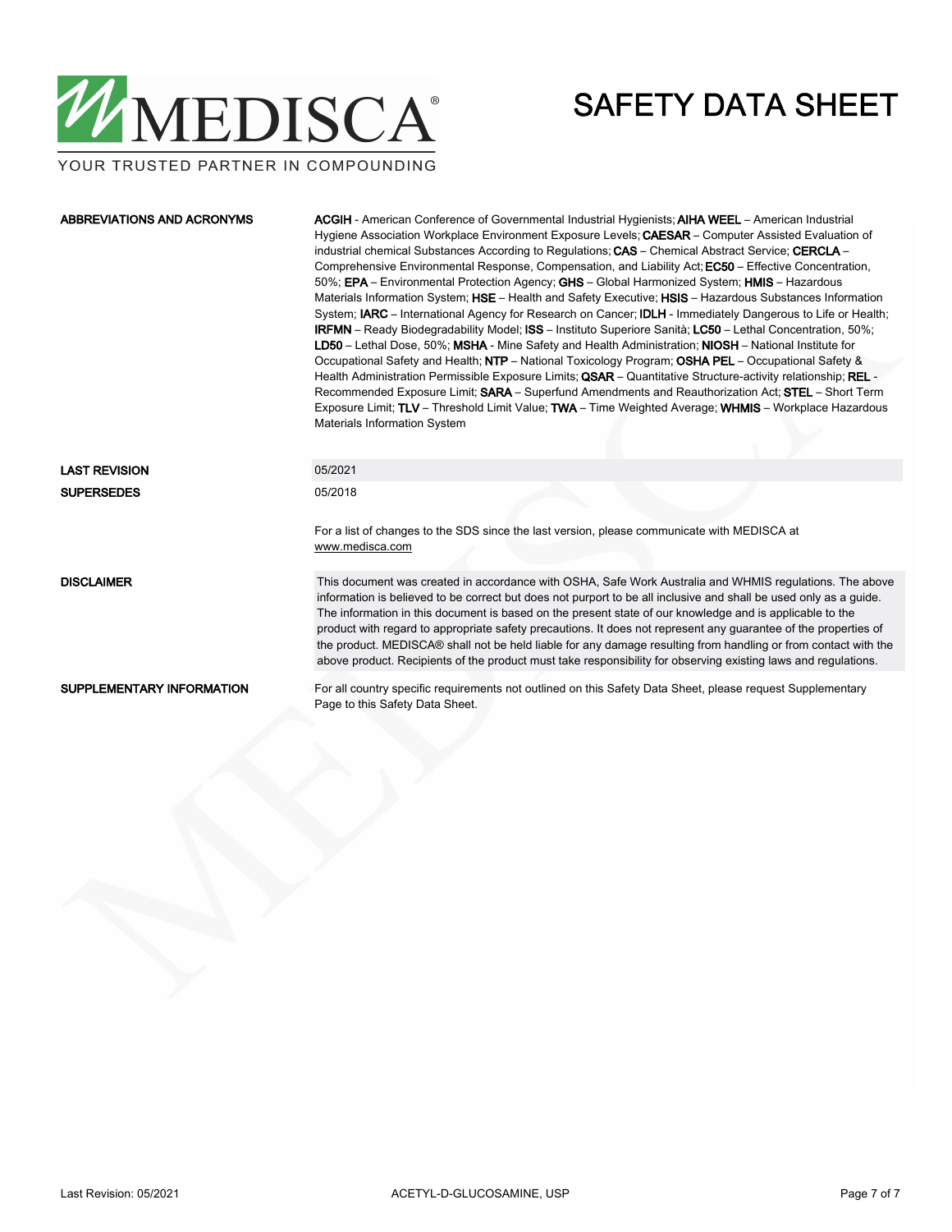| | |
|---|---|
| **ABBREVIATIONS AND ACRONYMS** | **ACGIH** - American Conference of Governmental Industrial Hygienists; **AIHA WEEL** – American Industrial Hygiene Association Workplace Environment Exposure Levels; **CAESAR** – Computer Assisted Evaluation of industrial chemical Substances According to Regulations; **CAS** – Chemical Abstract Service; **CERCLA** – Comprehensive Environmental Response, Compensation, and Liability Act; **EC50** – Effective Concentration, 50%; **EPA** – Environmental Protection Agency; **GHS** – Global Harmonized System; **HMIS** – Hazardous Materials Information System; **HSE** – Health and Safety Executive; **HSIS** – Hazardous Substances Information System; **IARC** – International Agency for Research on Cancer; **IDLH** - Immediately Dangerous to Life or Health; **IRFMN** – Ready Biodegradability Model; **ISS** – Instituto Superiore Sanità; **LC50** – Lethal Concentration, 50%; **LD50** – Lethal Dose, 50%; **MSHA** - Mine Safety and Health Administration; **NIOSH** – National Institute for Occupational Safety and Health; **NTP** – National Toxicology Program; **OSHA PEL** – Occupational Safety & Health Administration Permissible Exposure Limits; **QSAR** – Quantitative Structure-activity relationship; **REL** - Recommended Exposure Limit; **SARA** – Superfund Amendments and Reauthorization Act; **STEL** – Short Term Exposure Limit; **TLV** – Threshold Limit Value; **TWA** – Time Weighted Average; **WHMIS** – Workplace Hazardous Materials Information System |
| **LAST REVISION** | 05/2021 |
| **SUPERSEDES** | 05/2018<br><br>For a list of changes to the SDS since the last version, please communicate with MEDISCA at www.medisca.com |
| **DISCLAIMER** | This document was created in accordance with OSHA, Safe Work Australia and WHMIS regulations. The above information is believed to be correct but does not purport to be all inclusive and shall be used only as a guide. The information in this document is based on the present state of our knowledge and is applicable to the product with regard to appropriate safety precautions. It does not represent any guarantee of the properties of the product. MEDISCA® shall not be held liable for any damage resulting from handling or from contact with the above product. Recipients of the product must take responsibility for observing existing laws and regulations. |
| **SUPPLEMENTARY INFORMATION** | For all country specific requirements not outlined on this Safety Data Sheet, please request Supplementary Page to this Safety Data Sheet. |